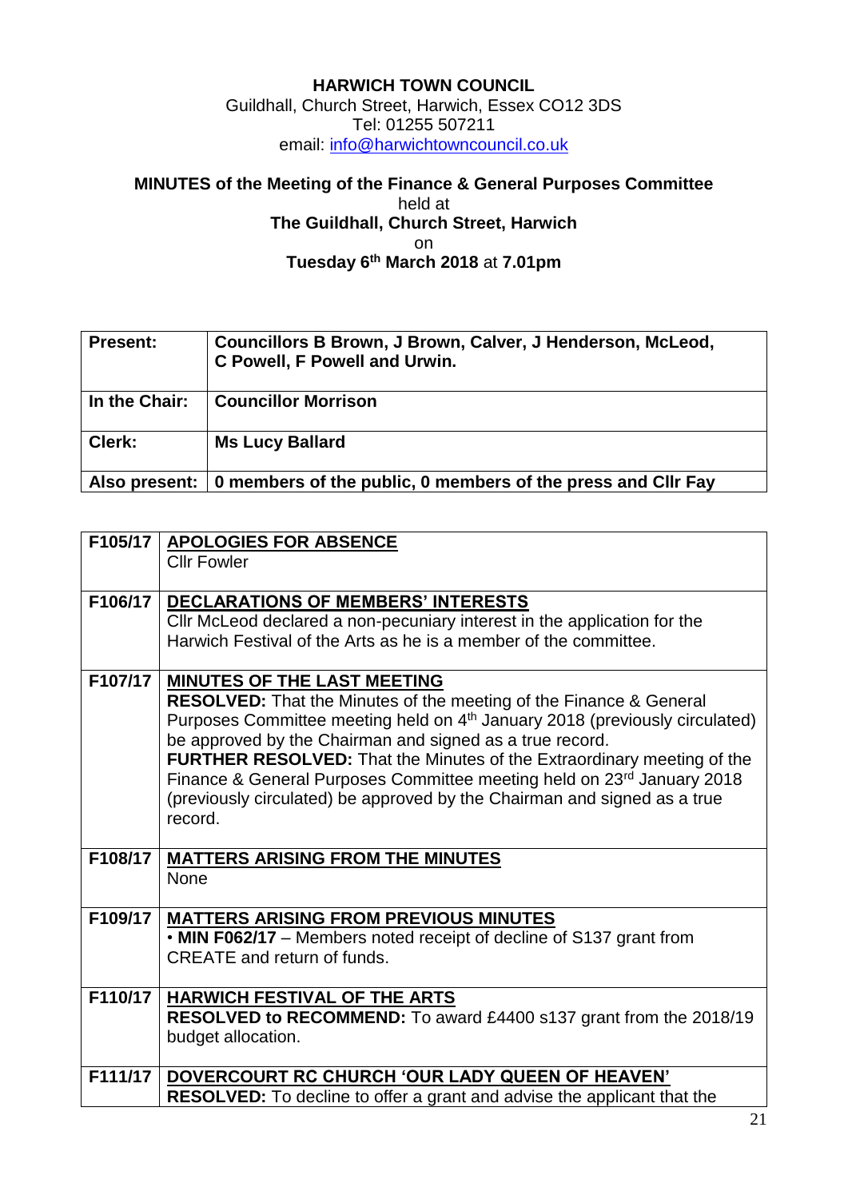**HARWICH TOWN COUNCIL**
Guildhall, Church Street, Harwich, Essex CO12 3DS
Tel: 01255 507211
email: info@harwichtowncouncil.co.uk

**MINUTES of the Meeting of the Finance & General Purposes Committee**
held at
**The Guildhall, Church Street, Harwich**
on
**Tuesday 6th March 2018** at **7.01pm**

| | |
|---|---|
| **Present:** | **Councillors B Brown, J Brown, Calver, J Henderson, McLeod, C Powell, F Powell and Urwin.** |
| **In the Chair:** | **Councillor Morrison** |
| **Clerk:** | **Ms Lucy Ballard** |
| **Also present:** | **0 members of the public, 0 members of the press and Cllr Fay** |

| | |
|---|---|
| **F105/17** | **APOLOGIES FOR ABSENCE**<br>Cllr Fowler |
| **F106/17** | **DECLARATIONS OF MEMBERS' INTERESTS**<br>Cllr McLeod declared a non-pecuniary interest in the application for the Harwich Festival of the Arts as he is a member of the committee. |
| **F107/17** | **MINUTES OF THE LAST MEETING**<br>**RESOLVED:** That the Minutes of the meeting of the Finance & General Purposes Committee meeting held on 4th January 2018 (previously circulated) be approved by the Chairman and signed as a true record.<br>**FURTHER RESOLVED:** That the Minutes of the Extraordinary meeting of the Finance & General Purposes Committee meeting held on 23rd January 2018 (previously circulated) be approved by the Chairman and signed as a true record. |
| **F108/17** | **MATTERS ARISING FROM THE MINUTES**<br>None |
| **F109/17** | **MATTERS ARISING FROM PREVIOUS MINUTES**<br>• **MIN F062/17** – Members noted receipt of decline of S137 grant from CREATE and return of funds. |
| **F110/17** | **HARWICH FESTIVAL OF THE ARTS**<br>**RESOLVED to RECOMMEND:** To award £4400 s137 grant from the 2018/19 budget allocation. |
| **F111/17** | **DOVERCOURT RC CHURCH 'OUR LADY QUEEN OF HEAVEN'**<br>**RESOLVED:** To decline to offer a grant and advise the applicant that the |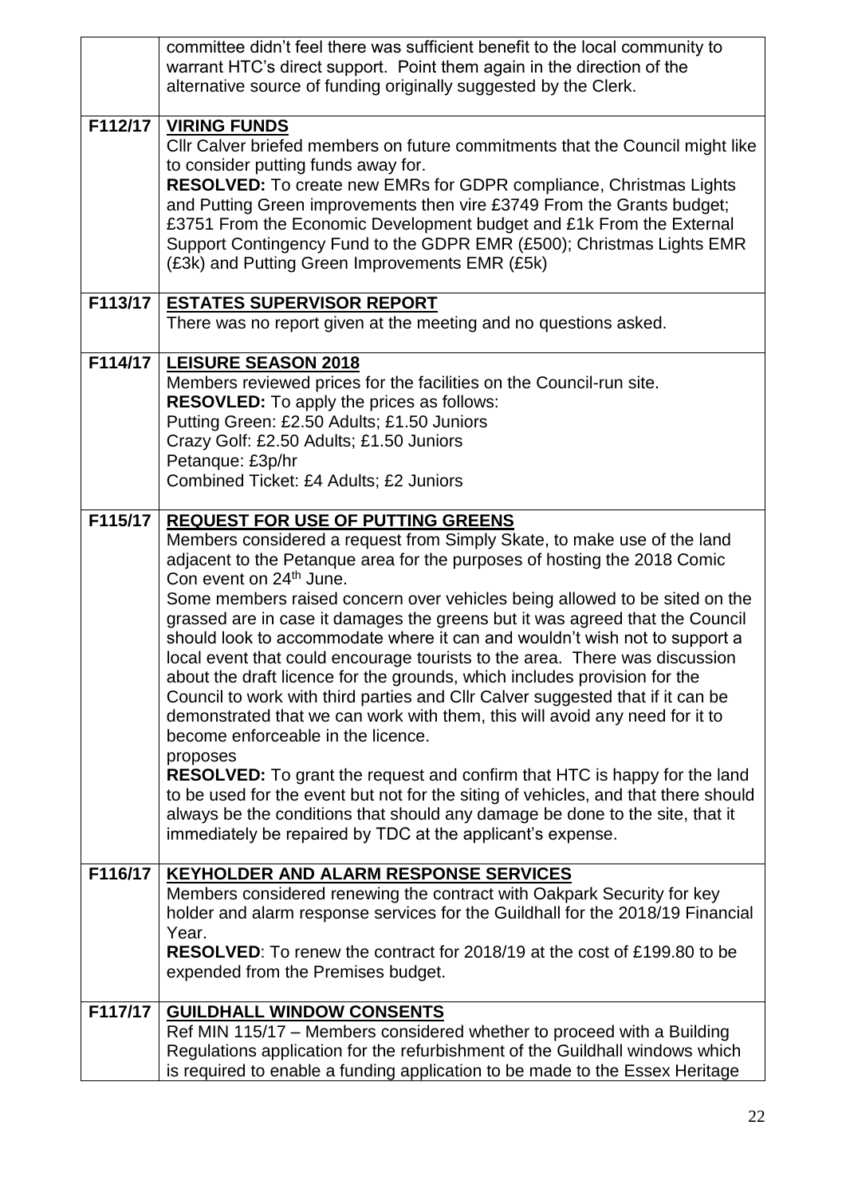| | |
|---|---|
| | committee didn't feel there was sufficient benefit to the local community to warrant HTC's direct support. Point them again in the direction of the alternative source of funding originally suggested by the Clerk. |
| F112/17 | <u>**VIRING FUNDS**</u><br>Cllr Calver briefed members on future commitments that the Council might like to consider putting funds away for.<br>**RESOLVED:** To create new EMRs for GDPR compliance, Christmas Lights and Putting Green improvements then vire £3749 From the Grants budget; £3751 From the Economic Development budget and £1k From the External Support Contingency Fund to the GDPR EMR (£500); Christmas Lights EMR (£3k) and Putting Green Improvements EMR (£5k) |
| F113/17 | <u>**ESTATES SUPERVISOR REPORT**</u><br>There was no report given at the meeting and no questions asked. |
| F114/17 | <u>**LEISURE SEASON 2018**</u><br>Members reviewed prices for the facilities on the Council-run site.<br>**RESOVLED:** To apply the prices as follows:<br>Putting Green: £2.50 Adults; £1.50 Juniors<br>Crazy Golf: £2.50 Adults; £1.50 Juniors<br>Petanque: £3p/hr<br>Combined Ticket: £4 Adults; £2 Juniors |
| F115/17 | <u>**REQUEST FOR USE OF PUTTING GREENS**</u><br>Members considered a request from Simply Skate, to make use of the land adjacent to the Petanque area for the purposes of hosting the 2018 Comic Con event on 24th June.<br>Some members raised concern over vehicles being allowed to be sited on the grassed are in case it damages the greens but it was agreed that the Council should look to accommodate where it can and wouldn't wish not to support a local event that could encourage tourists to the area. There was discussion about the draft licence for the grounds, which includes provision for the Council to work with third parties and Cllr Calver suggested that if it can be demonstrated that we can work with them, this will avoid any need for it to become enforceable in the licence.<br>proposes<br>**RESOLVED:** To grant the request and confirm that HTC is happy for the land to be used for the event but not for the siting of vehicles, and that there should always be the conditions that should any damage be done to the site, that it immediately be repaired by TDC at the applicant's expense. |
| F116/17 | <u>**KEYHOLDER AND ALARM RESPONSE SERVICES**</u><br>Members considered renewing the contract with Oakpark Security for key holder and alarm response services for the Guildhall for the 2018/19 Financial Year.<br>**RESOLVED**: To renew the contract for 2018/19 at the cost of £199.80 to be expended from the Premises budget. |
| F117/17 | <u>**GUILDHALL WINDOW CONSENTS**</u><br>Ref MIN 115/17 – Members considered whether to proceed with a Building Regulations application for the refurbishment of the Guildhall windows which is required to enable a funding application to be made to the Essex Heritage |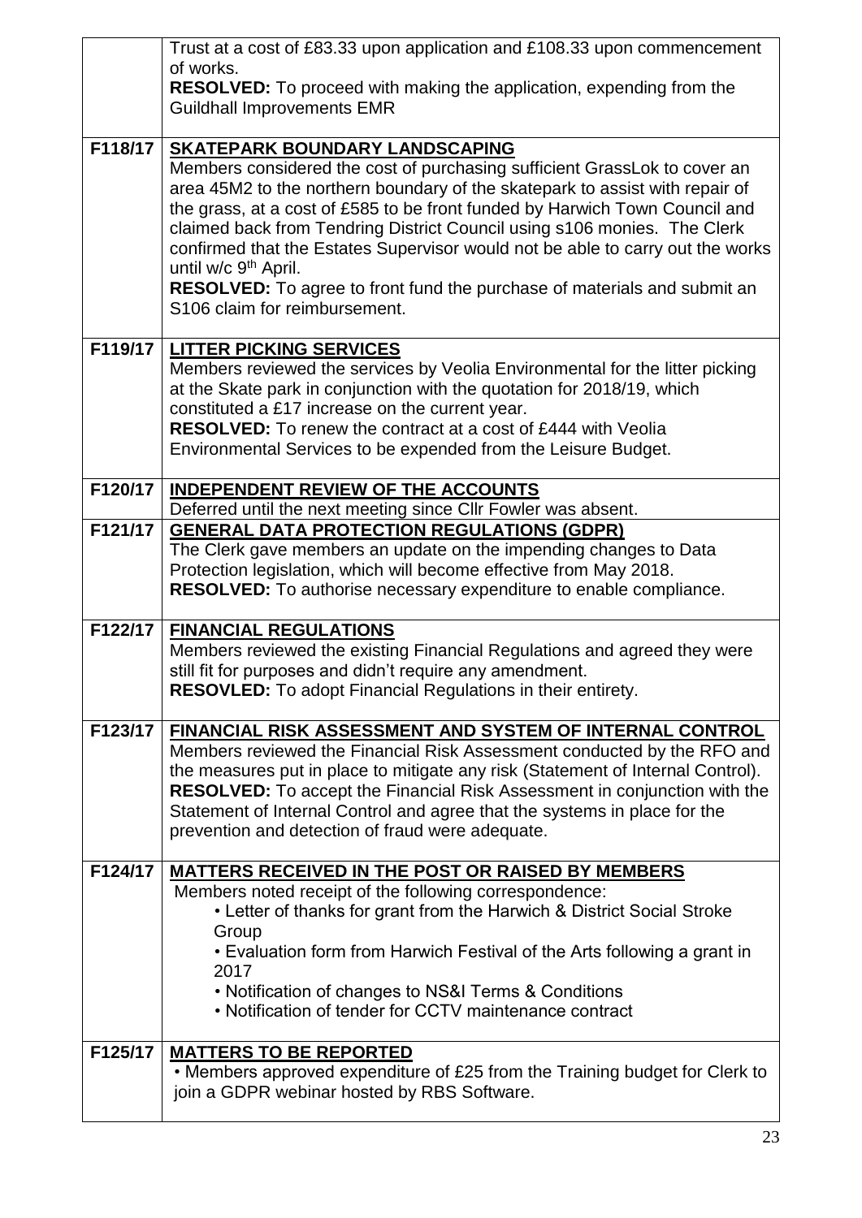| | |
|---|---|
| | Trust at a cost of £83.33 upon application and £108.33 upon commencement of works.<br>**RESOLVED:** To proceed with making the application, expending from the Guildhall Improvements EMR |
| F118/17 | **SKATEPARK BOUNDARY LANDSCAPING**<br>Members considered the cost of purchasing sufficient GrassLok to cover an area 45M2 to the northern boundary of the skatepark to assist with repair of the grass, at a cost of £585 to be front funded by Harwich Town Council and claimed back from Tendring District Council using s106 monies. The Clerk confirmed that the Estates Supervisor would not be able to carry out the works until w/c 9th April.<br>**RESOLVED:** To agree to front fund the purchase of materials and submit an S106 claim for reimbursement. |
| F119/17 | **LITTER PICKING SERVICES**<br>Members reviewed the services by Veolia Environmental for the litter picking at the Skate park in conjunction with the quotation for 2018/19, which constituted a £17 increase on the current year.<br>**RESOLVED:** To renew the contract at a cost of £444 with Veolia Environmental Services to be expended from the Leisure Budget. |
| F120/17 | **INDEPENDENT REVIEW OF THE ACCOUNTS**<br>Deferred until the next meeting since Cllr Fowler was absent. |
| F121/17 | **GENERAL DATA PROTECTION REGULATIONS (GDPR)**<br>The Clerk gave members an update on the impending changes to Data Protection legislation, which will become effective from May 2018.<br>**RESOLVED:** To authorise necessary expenditure to enable compliance. |
| F122/17 | **FINANCIAL REGULATIONS**<br>Members reviewed the existing Financial Regulations and agreed they were still fit for purposes and didn't require any amendment.<br>**RESOVLED:** To adopt Financial Regulations in their entirety. |
| F123/17 | **FINANCIAL RISK ASSESSMENT AND SYSTEM OF INTERNAL CONTROL**<br>Members reviewed the Financial Risk Assessment conducted by the RFO and the measures put in place to mitigate any risk (Statement of Internal Control).<br>**RESOLVED:** To accept the Financial Risk Assessment in conjunction with the Statement of Internal Control and agree that the systems in place for the prevention and detection of fraud were adequate. |
| F124/17 | **MATTERS RECEIVED IN THE POST OR RAISED BY MEMBERS**<br>Members noted receipt of the following correspondence:<br>• Letter of thanks for grant from the Harwich & District Social Stroke Group<br>• Evaluation form from Harwich Festival of the Arts following a grant in 2017<br>• Notification of changes to NS&I Terms & Conditions<br>• Notification of tender for CCTV maintenance contract |
| F125/17 | **MATTERS TO BE REPORTED**<br>• Members approved expenditure of £25 from the Training budget for Clerk to join a GDPR webinar hosted by RBS Software. |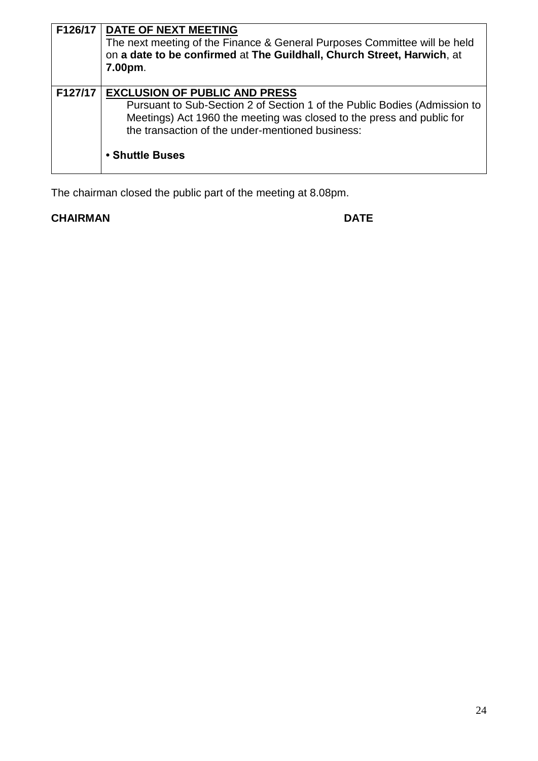| | |
|---|---|
| **F126/17** | **DATE OF NEXT MEETING**<br>The next meeting of the Finance & General Purposes Committee will be held on **a date to be confirmed** at **The Guildhall, Church Street, Harwich**, at **7.00pm**. |
| **F127/17** | **EXCLUSION OF PUBLIC AND PRESS**<br>Pursuant to Sub-Section 2 of Section 1 of the Public Bodies (Admission to Meetings) Act 1960 the meeting was closed to the press and public for the transaction of the under-mentioned business:<br><br>**• Shuttle Buses** |

The chairman closed the public part of the meeting at 8.08pm.

**CHAIRMAN** **DATE**